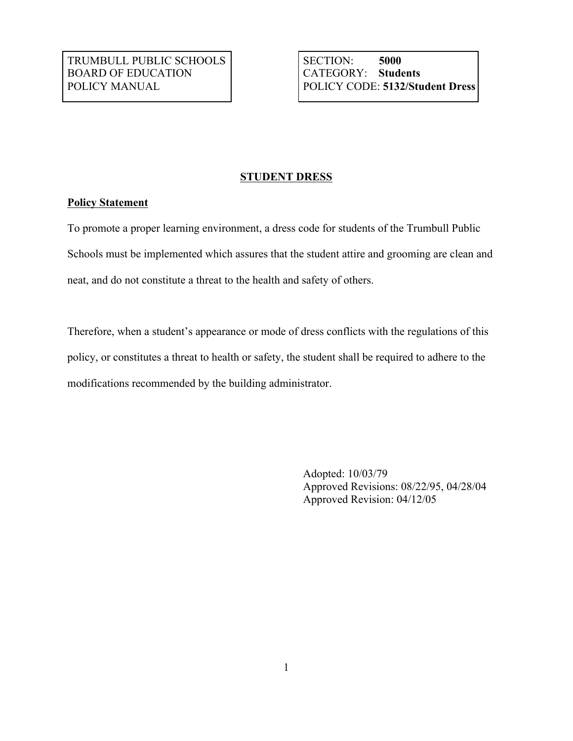| TRUMBULL PUBLIC SCHOOLS<br>BOARD OF EDUCATION<br>POLICY MANUAL | SECTION: **5000**<br>CATEGORY: **Students**<br>POLICY CODE: **5132/Student Dress** |
|---|---|

# STUDENT DRESS

## Policy Statement

To promote a proper learning environment, a dress code for students of the Trumbull Public Schools must be implemented which assures that the student attire and grooming are clean and neat, and do not constitute a threat to the health and safety of others.

Therefore, when a student's appearance or mode of dress conflicts with the regulations of this policy, or constitutes a threat to health or safety, the student shall be required to adhere to the modifications recommended by the building administrator.

Adopted: 10/03/79
Approved Revisions: 08/22/95, 04/28/04
Approved Revision: 04/12/05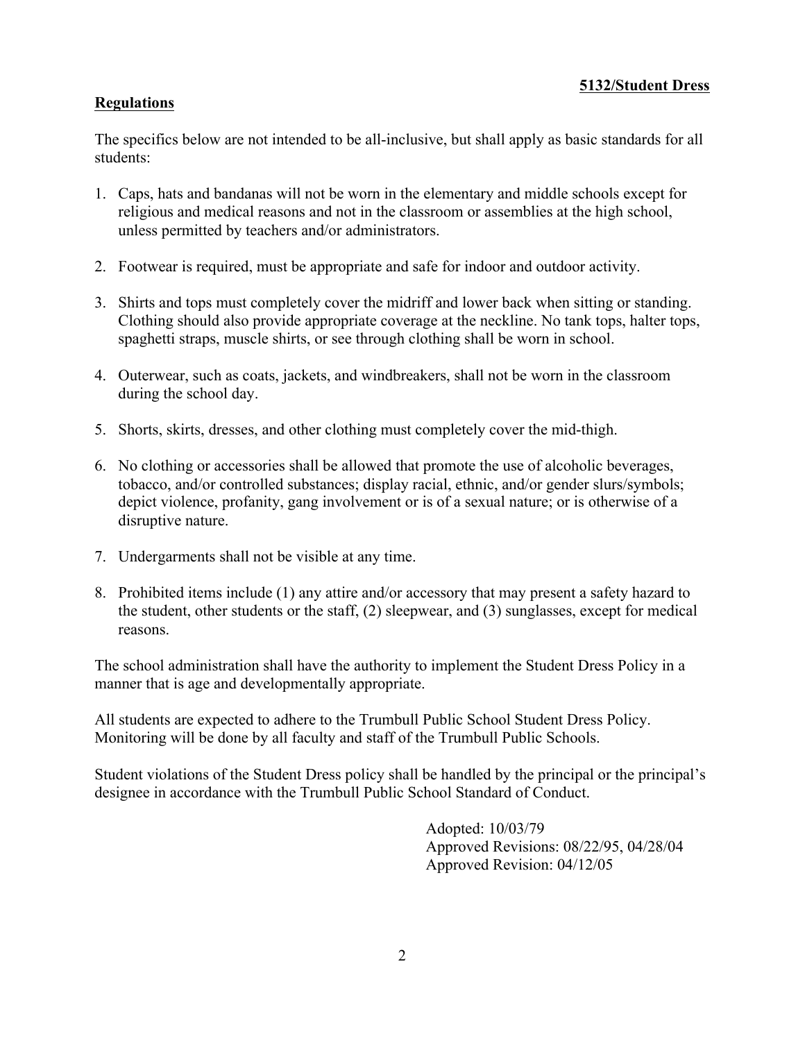**5132/Student Dress**

## Regulations

The specifics below are not intended to be all-inclusive, but shall apply as basic standards for all students:

1. Caps, hats and bandanas will not be worn in the elementary and middle schools except for religious and medical reasons and not in the classroom or assemblies at the high school, unless permitted by teachers and/or administrators.

2. Footwear is required, must be appropriate and safe for indoor and outdoor activity.

3. Shirts and tops must completely cover the midriff and lower back when sitting or standing. Clothing should also provide appropriate coverage at the neckline. No tank tops, halter tops, spaghetti straps, muscle shirts, or see through clothing shall be worn in school.

4. Outerwear, such as coats, jackets, and windbreakers, shall not be worn in the classroom during the school day.

5. Shorts, skirts, dresses, and other clothing must completely cover the mid-thigh.

6. No clothing or accessories shall be allowed that promote the use of alcoholic beverages, tobacco, and/or controlled substances; display racial, ethnic, and/or gender slurs/symbols; depict violence, profanity, gang involvement or is of a sexual nature; or is otherwise of a disruptive nature.

7. Undergarments shall not be visible at any time.

8. Prohibited items include (1) any attire and/or accessory that may present a safety hazard to the student, other students or the staff, (2) sleepwear, and (3) sunglasses, except for medical reasons.

The school administration shall have the authority to implement the Student Dress Policy in a manner that is age and developmentally appropriate.

All students are expected to adhere to the Trumbull Public School Student Dress Policy. Monitoring will be done by all faculty and staff of the Trumbull Public Schools.

Student violations of the Student Dress policy shall be handled by the principal or the principal's designee in accordance with the Trumbull Public School Standard of Conduct.

Adopted: 10/03/79
Approved Revisions: 08/22/95, 04/28/04
Approved Revision: 04/12/05